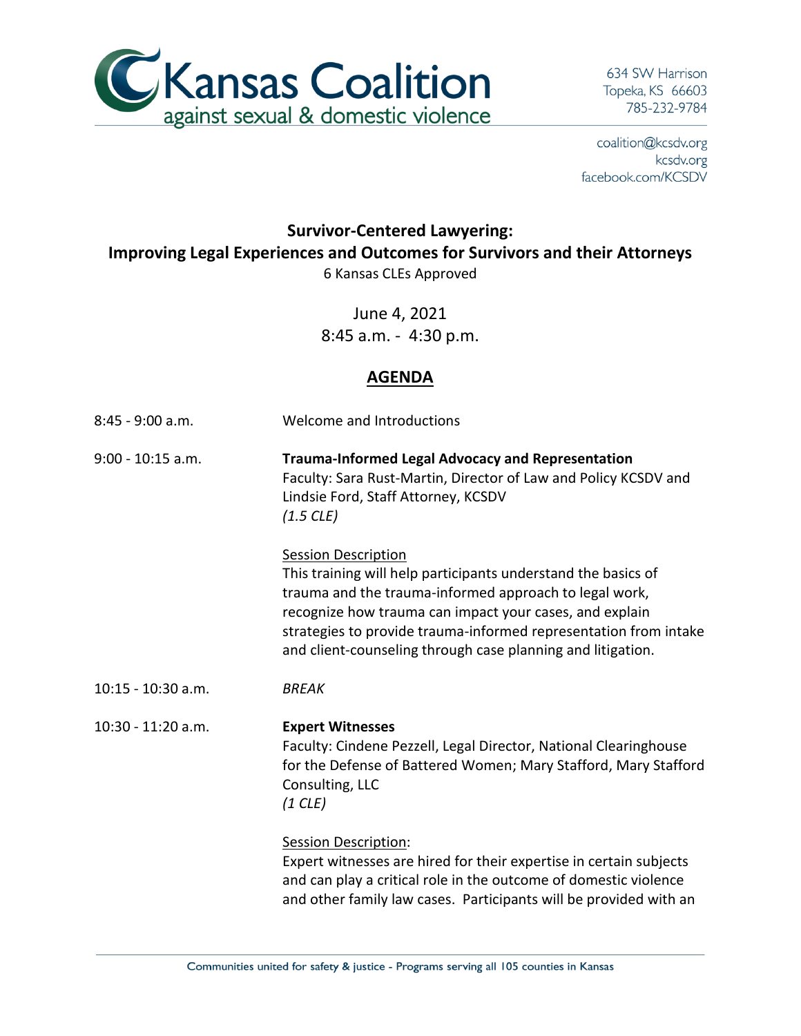Kansas Coalition against sexual & domestic violence

634 SW Harrison
Topeka, KS 66603
785-232-9784

coalition@kcsdv.org
kcsdv.org
facebook.com/KCSDV

## Survivor-Centered Lawyering: Improving Legal Experiences and Outcomes for Survivors and their Attorneys

6 Kansas CLEs Approved

June 4, 2021
8:45 a.m. - 4:30 p.m.

## AGENDA

8:45 - 9:00 a.m. Welcome and Introductions

9:00 - 10:15 a.m. **Trauma-Informed Legal Advocacy and Representation**
Faculty: Sara Rust-Martin, Director of Law and Policy KCSDV and Lindsie Ford, Staff Attorney, KCSDV
*(1.5 CLE)*

Session Description
This training will help participants understand the basics of trauma and the trauma-informed approach to legal work, recognize how trauma can impact your cases, and explain strategies to provide trauma-informed representation from intake and client-counseling through case planning and litigation.

10:15 - 10:30 a.m. *BREAK*

10:30 - 11:20 a.m. **Expert Witnesses**
Faculty: Cindene Pezzell, Legal Director, National Clearinghouse for the Defense of Battered Women; Mary Stafford, Mary Stafford Consulting, LLC
*(1 CLE)*

Session Description:
Expert witnesses are hired for their expertise in certain subjects and can play a critical role in the outcome of domestic violence and other family law cases. Participants will be provided with an

Communities united for safety & justice - Programs serving all 105 counties in Kansas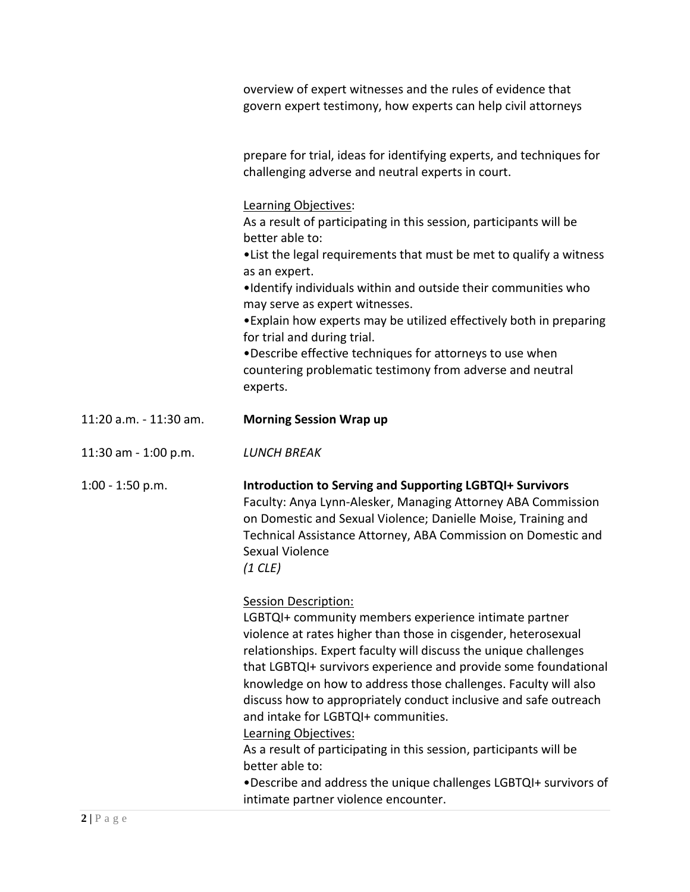overview of expert witnesses and the rules of evidence that govern expert testimony, how experts can help civil attorneys prepare for trial, ideas for identifying experts, and techniques for challenging adverse and neutral experts in court.

Learning Objectives:
As a result of participating in this session, participants will be better able to:

- List the legal requirements that must be met to qualify a witness as an expert.
- Identify individuals within and outside their communities who may serve as expert witnesses.
- Explain how experts may be utilized effectively both in preparing for trial and during trial.
- Describe effective techniques for attorneys to use when countering problematic testimony from adverse and neutral experts.

11:20 a.m. - 11:30 am. **Morning Session Wrap up**

11:30 am - 1:00 p.m. *LUNCH BREAK*

1:00 - 1:50 p.m. **Introduction to Serving and Supporting LGBTQI+ Survivors**
Faculty: Anya Lynn-Alesker, Managing Attorney ABA Commission on Domestic and Sexual Violence; Danielle Moise, Training and Technical Assistance Attorney, ABA Commission on Domestic and Sexual Violence
*(1 CLE)*

Session Description:
LGBTQI+ community members experience intimate partner violence at rates higher than those in cisgender, heterosexual relationships. Expert faculty will discuss the unique challenges that LGBTQI+ survivors experience and provide some foundational knowledge on how to address those challenges. Faculty will also discuss how to appropriately conduct inclusive and safe outreach and intake for LGBTQI+ communities.

Learning Objectives:
As a result of participating in this session, participants will be better able to:

- Describe and address the unique challenges LGBTQI+ survivors of intimate partner violence encounter.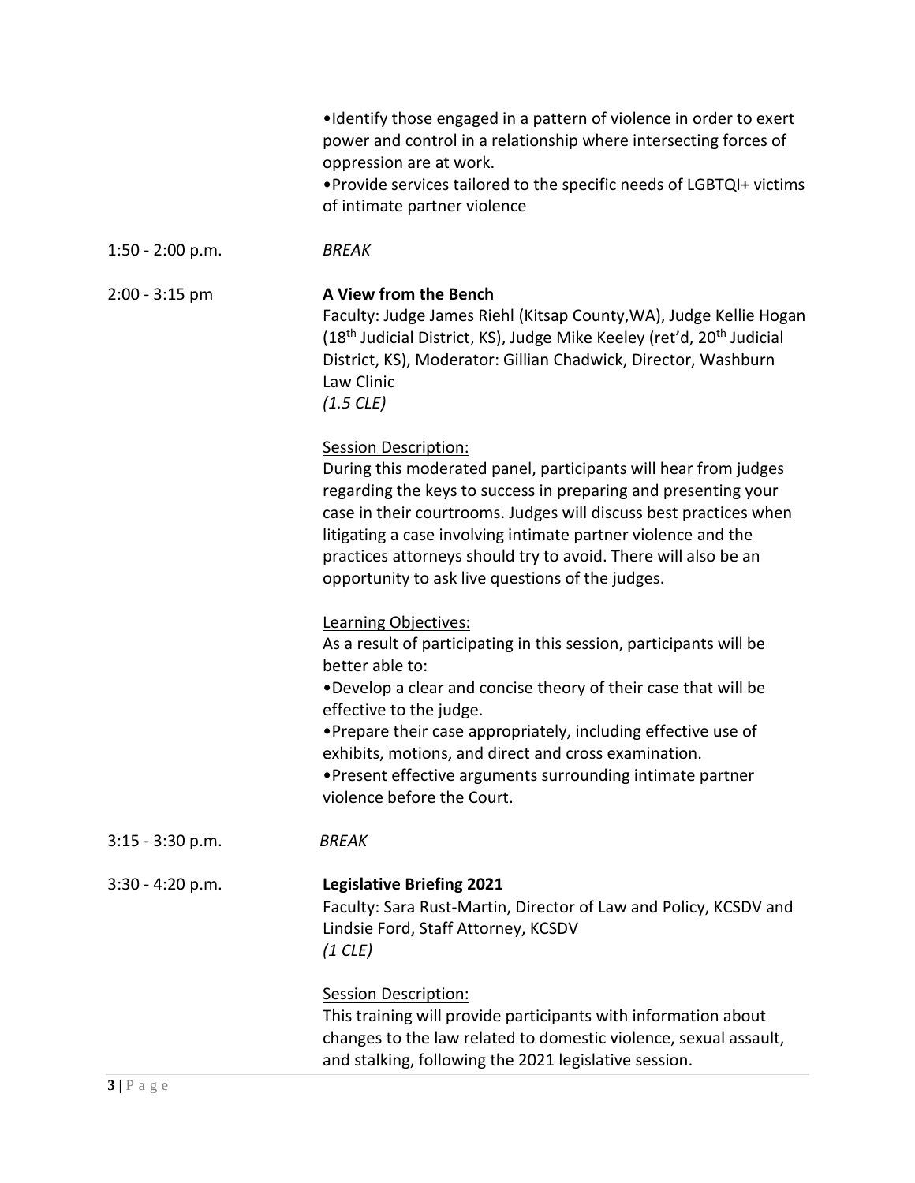•Identify those engaged in a pattern of violence in order to exert power and control in a relationship where intersecting forces of oppression are at work.
•Provide services tailored to the specific needs of LGBTQI+ victims of intimate partner violence

1:50 - 2:00 p.m. *BREAK*

2:00 - 3:15 pm **A View from the Bench**

Faculty: Judge James Riehl (Kitsap County,WA), Judge Kellie Hogan (18th Judicial District, KS), Judge Mike Keeley (ret'd, 20th Judicial District, KS), Moderator: Gillian Chadwick, Director, Washburn Law Clinic
*(1.5 CLE)*

Session Description:
During this moderated panel, participants will hear from judges regarding the keys to success in preparing and presenting your case in their courtrooms. Judges will discuss best practices when litigating a case involving intimate partner violence and the practices attorneys should try to avoid. There will also be an opportunity to ask live questions of the judges.

Learning Objectives:
As a result of participating in this session, participants will be better able to:
•Develop a clear and concise theory of their case that will be effective to the judge.
•Prepare their case appropriately, including effective use of exhibits, motions, and direct and cross examination.
•Present effective arguments surrounding intimate partner violence before the Court.

3:15 - 3:30 p.m. *BREAK*

3:30 - 4:20 p.m. **Legislative Briefing 2021**

Faculty: Sara Rust-Martin, Director of Law and Policy, KCSDV and Lindsie Ford, Staff Attorney, KCSDV
*(1 CLE)*

Session Description:
This training will provide participants with information about changes to the law related to domestic violence, sexual assault, and stalking, following the 2021 legislative session.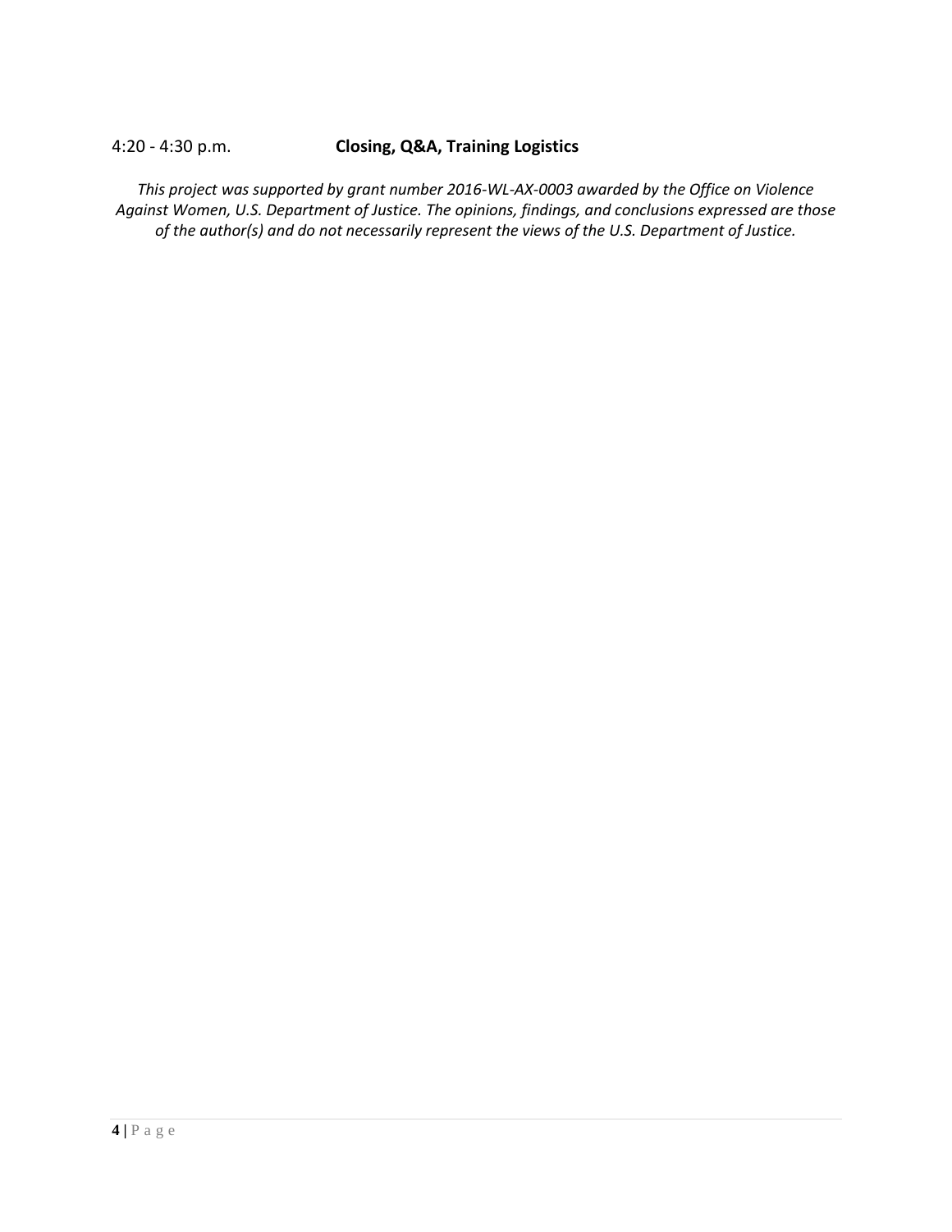4:20 - 4:30 p.m. **Closing, Q&A, Training Logistics**

*This project was supported by grant number 2016-WL-AX-0003 awarded by the Office on Violence Against Women, U.S. Department of Justice. The opinions, findings, and conclusions expressed are those of the author(s) and do not necessarily represent the views of the U.S. Department of Justice.*